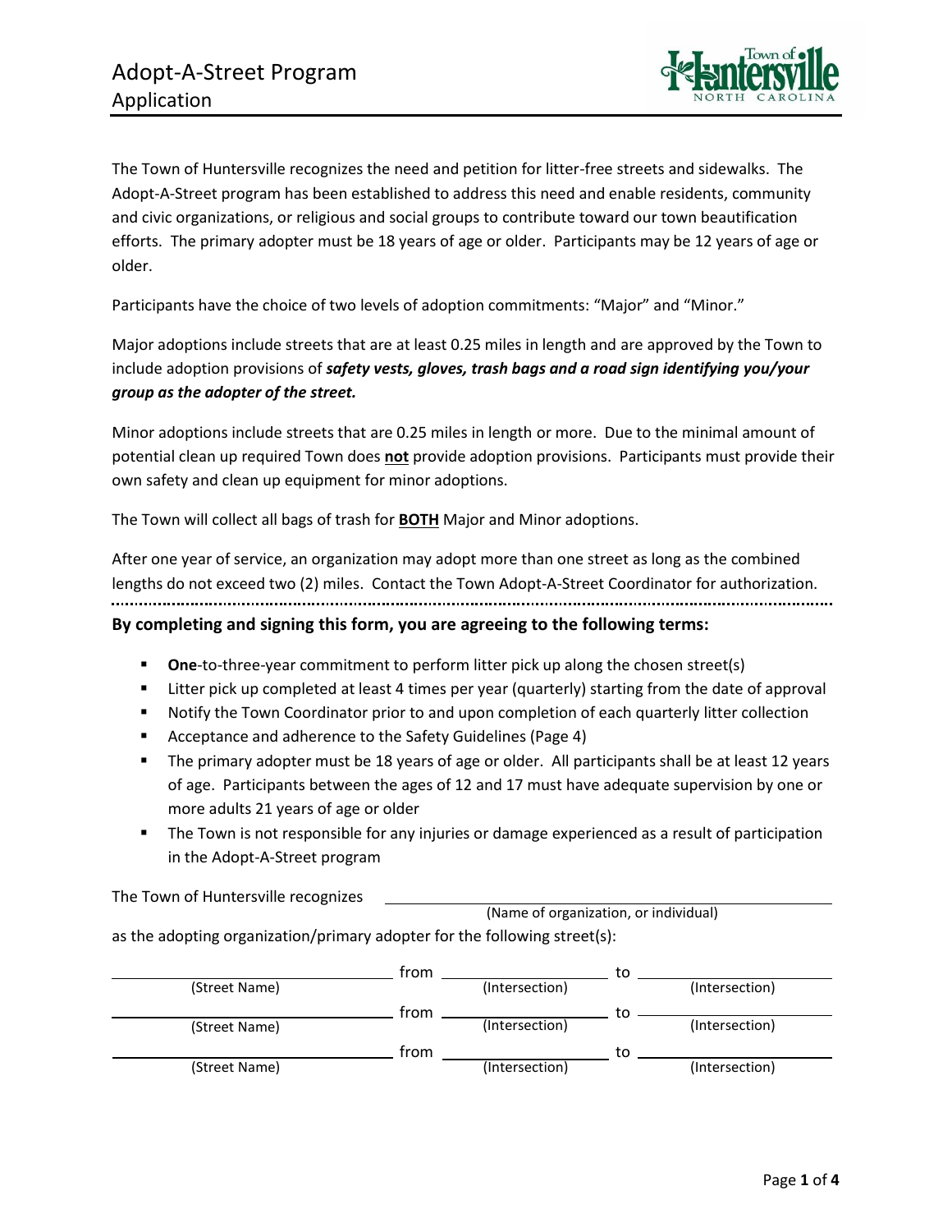# Adopt-A-Street Program
## Application

The Town of Huntersville recognizes the need and petition for litter-free streets and sidewalks. The Adopt-A-Street program has been established to address this need and enable residents, community and civic organizations, or religious and social groups to contribute toward our town beautification efforts. The primary adopter must be 18 years of age or older. Participants may be 12 years of age or older.

Participants have the choice of two levels of adoption commitments: "Major" and "Minor."

Major adoptions include streets that are at least 0.25 miles in length and are approved by the Town to include adoption provisions of ***safety vests, gloves, trash bags and a road sign identifying you/your group as the adopter of the street.***

Minor adoptions include streets that are 0.25 miles in length or more. Due to the minimal amount of potential clean up required Town does **not** provide adoption provisions. Participants must provide their own safety and clean up equipment for minor adoptions.

The Town will collect all bags of trash for **BOTH** Major and Minor adoptions.

After one year of service, an organization may adopt more than one street as long as the combined lengths do not exceed two (2) miles. Contact the Town Adopt-A-Street Coordinator for authorization.

---

**By completing and signing this form, you are agreeing to the following terms:**

- **One**-to-three-year commitment to perform litter pick up along the chosen street(s)
- Litter pick up completed at least 4 times per year (quarterly) starting from the date of approval
- Notify the Town Coordinator prior to and upon completion of each quarterly litter collection
- Acceptance and adherence to the Safety Guidelines (Page 4)
- The primary adopter must be 18 years of age or older. All participants shall be at least 12 years of age. Participants between the ages of 12 and 17 must have adequate supervision by one or more adults 21 years of age or older
- The Town is not responsible for any injuries or damage experienced as a result of participation in the Adopt-A-Street program

The Town of Huntersville recognizes ______________________________
(Name of organization, or individual)

as the adopting organization/primary adopter for the following street(s):

______________________ from ______________________ to ______________________
(Street Name) (Intersection) (Intersection)

______________________ from ______________________ to ______________________
(Street Name) (Intersection) (Intersection)

______________________ from ______________________ to ______________________
(Street Name) (Intersection) (Intersection)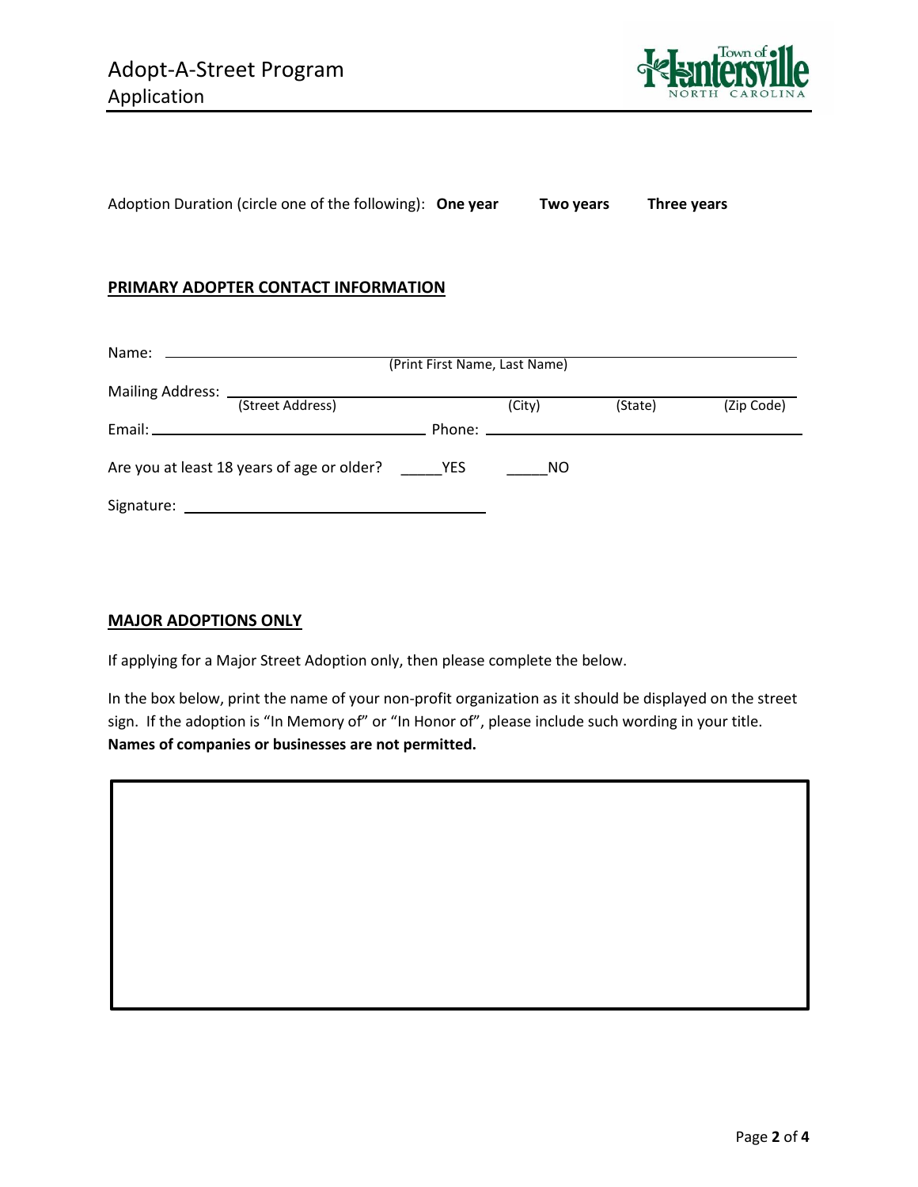# Adopt-A-Street Program
## Application

Adoption Duration (circle one of the following): **One year** **Two years** **Three years**

**PRIMARY ADOPTER CONTACT INFORMATION**

Name: ______________________________________________
(Print First Name, Last Name)

Mailing Address: ______________________________________________
(Street Address) (City) (State) (Zip Code)

Email: ______________________ Phone: ______________________

Are you at least 18 years of age or older? _____YES _____NO

Signature: ______________________

**MAJOR ADOPTIONS ONLY**

If applying for a Major Street Adoption only, then please complete the below.

In the box below, print the name of your non-profit organization as it should be displayed on the street sign. If the adoption is "In Memory of" or "In Honor of", please include such wording in your title. **Names of companies or businesses are not permitted.**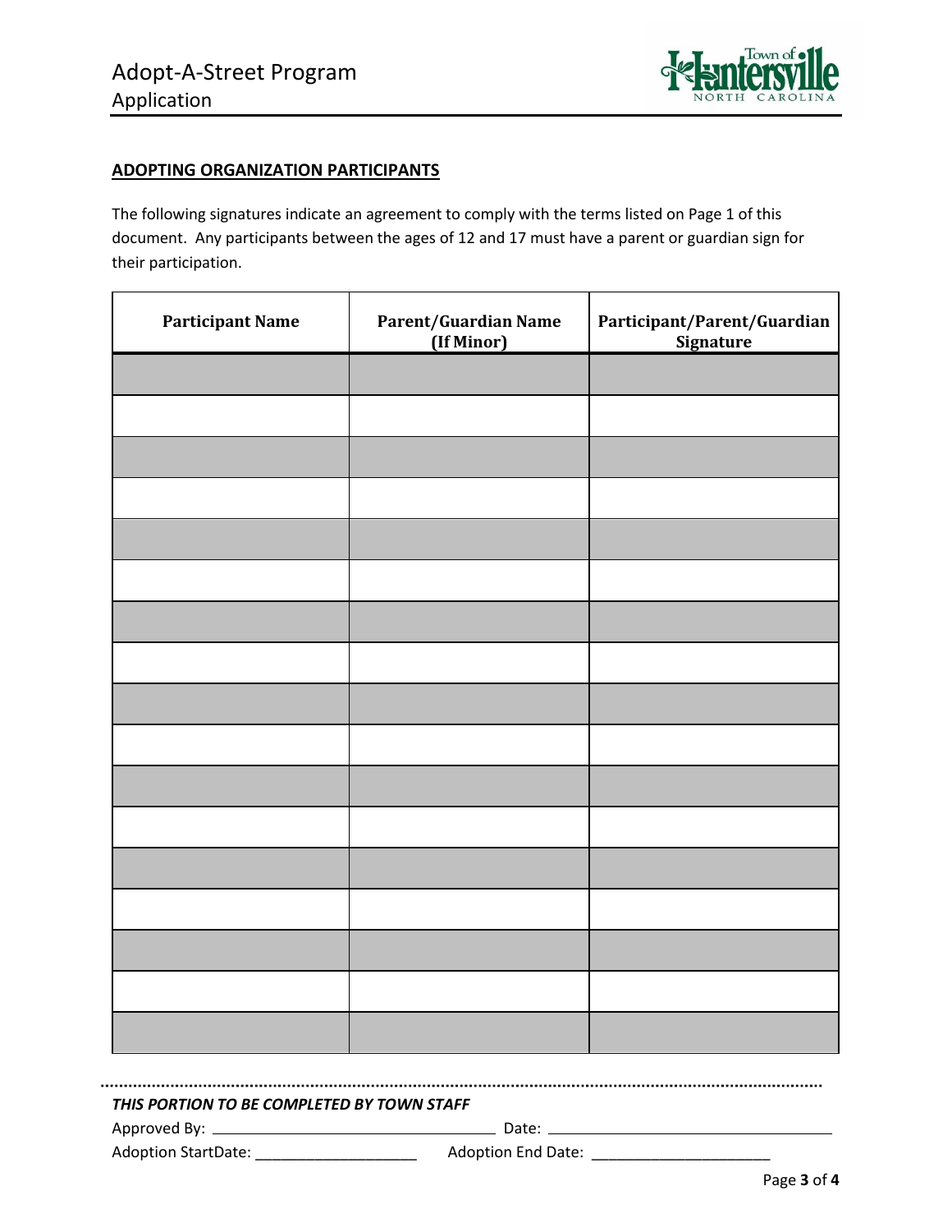# Adopt-A-Street Program
## Application

**ADOPTING ORGANIZATION PARTICIPANTS**

The following signatures indicate an agreement to comply with the terms listed on Page 1 of this document. Any participants between the ages of 12 and 17 must have a parent or guardian sign for their participation.

| Participant Name | Parent/Guardian Name (If Minor) | Participant/Parent/Guardian Signature |
|---|---|---|
| | | |
| | | |
| | | |
| | | |
| | | |
| | | |
| | | |
| | | |
| | | |
| | | |
| | | |
| | | |
| | | |
| | | |
| | | |
| | | |
| | | |

***THIS PORTION TO BE COMPLETED BY TOWN STAFF***

Approved By: ______________________________ Date: ______________________________

Adoption StartDate: ___________________ Adoption End Date: _____________________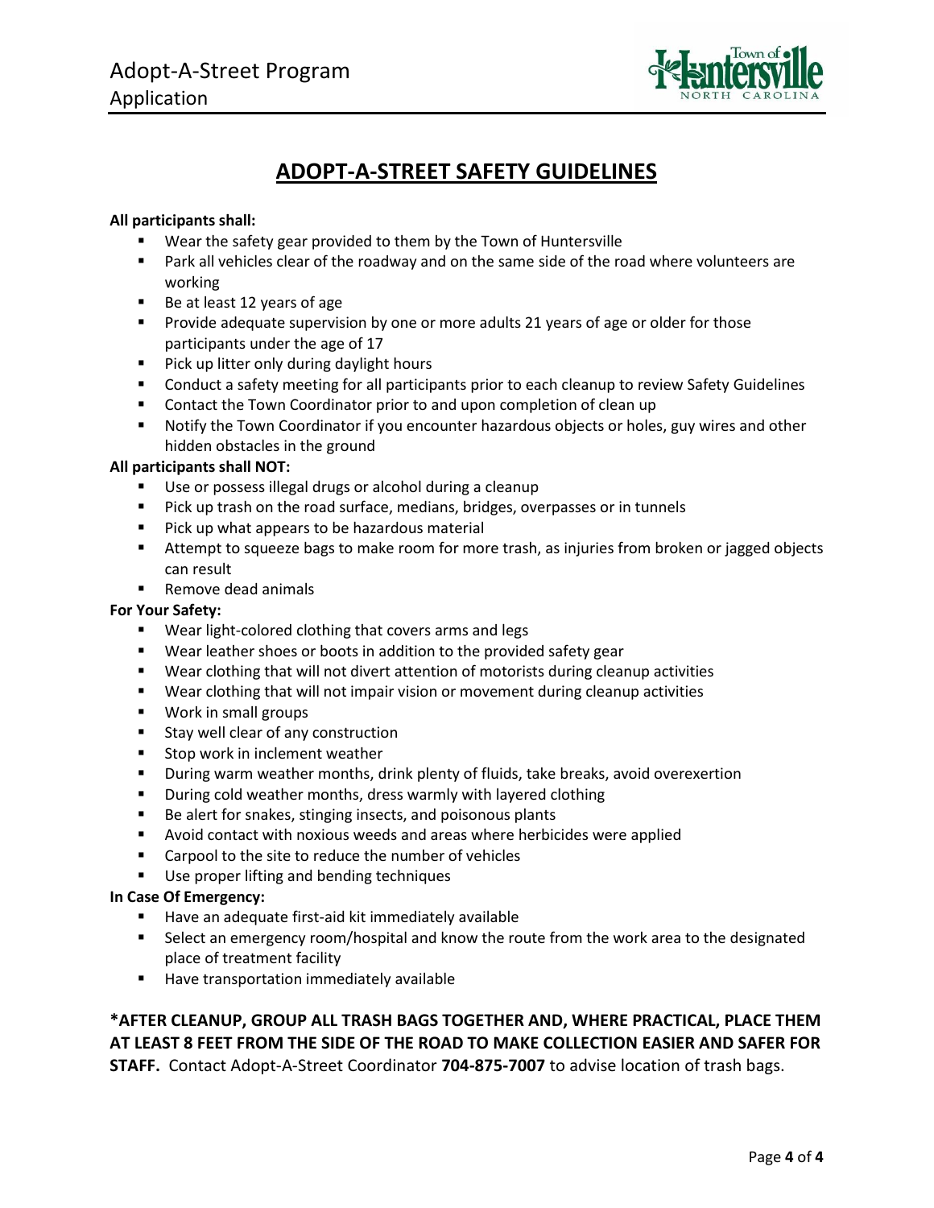# ADOPT-A-STREET SAFETY GUIDELINES

**All participants shall:**

- Wear the safety gear provided to them by the Town of Huntersville
- Park all vehicles clear of the roadway and on the same side of the road where volunteers are working
- Be at least 12 years of age
- Provide adequate supervision by one or more adults 21 years of age or older for those participants under the age of 17
- Pick up litter only during daylight hours
- Conduct a safety meeting for all participants prior to each cleanup to review Safety Guidelines
- Contact the Town Coordinator prior to and upon completion of clean up
- Notify the Town Coordinator if you encounter hazardous objects or holes, guy wires and other hidden obstacles in the ground

**All participants shall NOT:**

- Use or possess illegal drugs or alcohol during a cleanup
- Pick up trash on the road surface, medians, bridges, overpasses or in tunnels
- Pick up what appears to be hazardous material
- Attempt to squeeze bags to make room for more trash, as injuries from broken or jagged objects can result
- Remove dead animals

**For Your Safety:**

- Wear light-colored clothing that covers arms and legs
- Wear leather shoes or boots in addition to the provided safety gear
- Wear clothing that will not divert attention of motorists during cleanup activities
- Wear clothing that will not impair vision or movement during cleanup activities
- Work in small groups
- Stay well clear of any construction
- Stop work in inclement weather
- During warm weather months, drink plenty of fluids, take breaks, avoid overexertion
- During cold weather months, dress warmly with layered clothing
- Be alert for snakes, stinging insects, and poisonous plants
- Avoid contact with noxious weeds and areas where herbicides were applied
- Carpool to the site to reduce the number of vehicles
- Use proper lifting and bending techniques

**In Case Of Emergency:**

- Have an adequate first-aid kit immediately available
- Select an emergency room/hospital and know the route from the work area to the designated place of treatment facility
- Have transportation immediately available

**\*AFTER CLEANUP, GROUP ALL TRASH BAGS TOGETHER AND, WHERE PRACTICAL, PLACE THEM AT LEAST 8 FEET FROM THE SIDE OF THE ROAD TO MAKE COLLECTION EASIER AND SAFER FOR STAFF.** Contact Adopt-A-Street Coordinator **704-875-7007** to advise location of trash bags.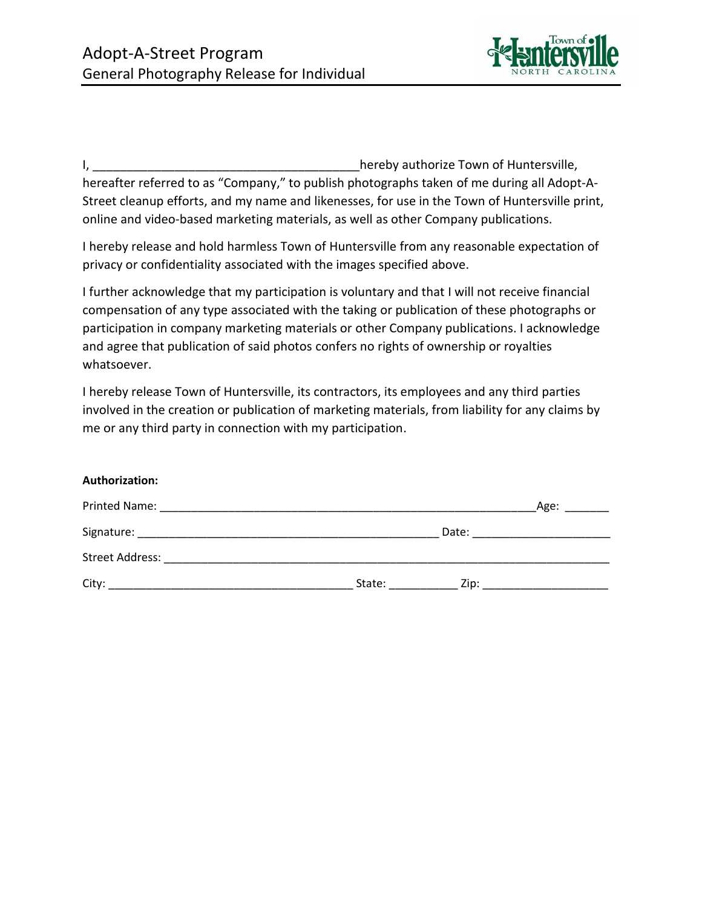# Adopt-A-Street Program
## General Photography Release for Individual

I, ______________________________________hereby authorize Town of Huntersville, hereafter referred to as "Company," to publish photographs taken of me during all Adopt-A-Street cleanup efforts, and my name and likenesses, for use in the Town of Huntersville print, online and video-based marketing materials, as well as other Company publications.

I hereby release and hold harmless Town of Huntersville from any reasonable expectation of privacy or confidentiality associated with the images specified above.

I further acknowledge that my participation is voluntary and that I will not receive financial compensation of any type associated with the taking or publication of these photographs or participation in company marketing materials or other Company publications. I acknowledge and agree that publication of said photos confers no rights of ownership or royalties whatsoever.

I hereby release Town of Huntersville, its contractors, its employees and any third parties involved in the creation or publication of marketing materials, from liability for any claims by me or any third party in connection with my participation.

**Authorization:**

Printed Name: ____________________________________________________________Age: _______

Signature: ________________________________________________ Date: _____________________

Street Address: __________________________________________________________________________

City: ______________________________________ State: ___________ Zip: ___________________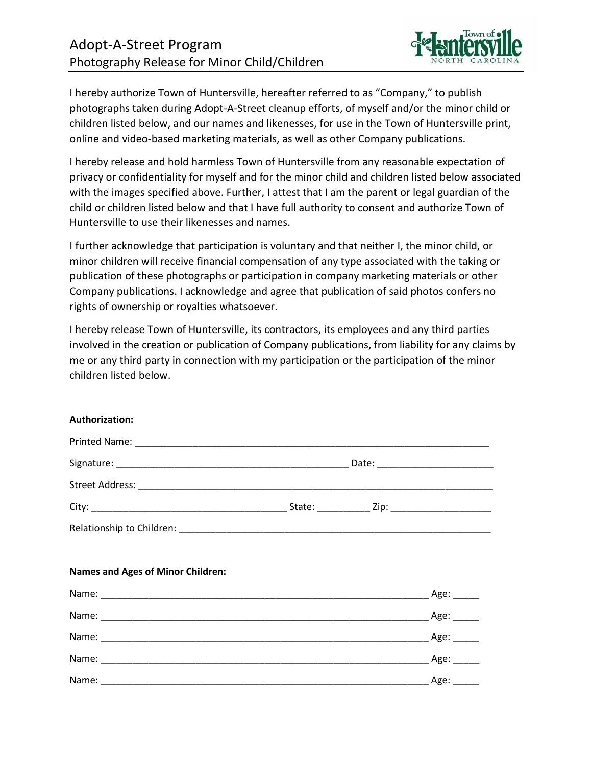# Adopt-A-Street Program

## Photography Release for Minor Child/Children

Town of Huntersville NORTH CAROLINA

I hereby authorize Town of Huntersville, hereafter referred to as "Company," to publish photographs taken during Adopt-A-Street cleanup efforts, of myself and/or the minor child or children listed below, and our names and likenesses, for use in the Town of Huntersville print, online and video-based marketing materials, as well as other Company publications.

I hereby release and hold harmless Town of Huntersville from any reasonable expectation of privacy or confidentiality for myself and for the minor child and children listed below associated with the images specified above. Further, I attest that I am the parent or legal guardian of the child or children listed below and that I have full authority to consent and authorize Town of Huntersville to use their likenesses and names.

I further acknowledge that participation is voluntary and that neither I, the minor child, or minor children will receive financial compensation of any type associated with the taking or publication of these photographs or participation in company marketing materials or other Company publications. I acknowledge and agree that publication of said photos confers no rights of ownership or royalties whatsoever.

I hereby release Town of Huntersville, its contractors, its employees and any third parties involved in the creation or publication of Company publications, from liability for any claims by me or any third party in connection with my participation or the participation of the minor children listed below.

**Authorization:**

Printed Name: ____________________________________________________________________

Signature: ____________________________________________ Date: _____________________

Street Address: ___________________________________________________________________

City: _____________________________________ State: __________ Zip: ___________________

Relationship to Children: ____________________________________________________________

**Names and Ages of Minor Children:**

Name: _______________________________________________________________ Age: _____

Name: _______________________________________________________________ Age: _____

Name: _______________________________________________________________ Age: _____

Name: _______________________________________________________________ Age: _____

Name: _______________________________________________________________ Age: _____